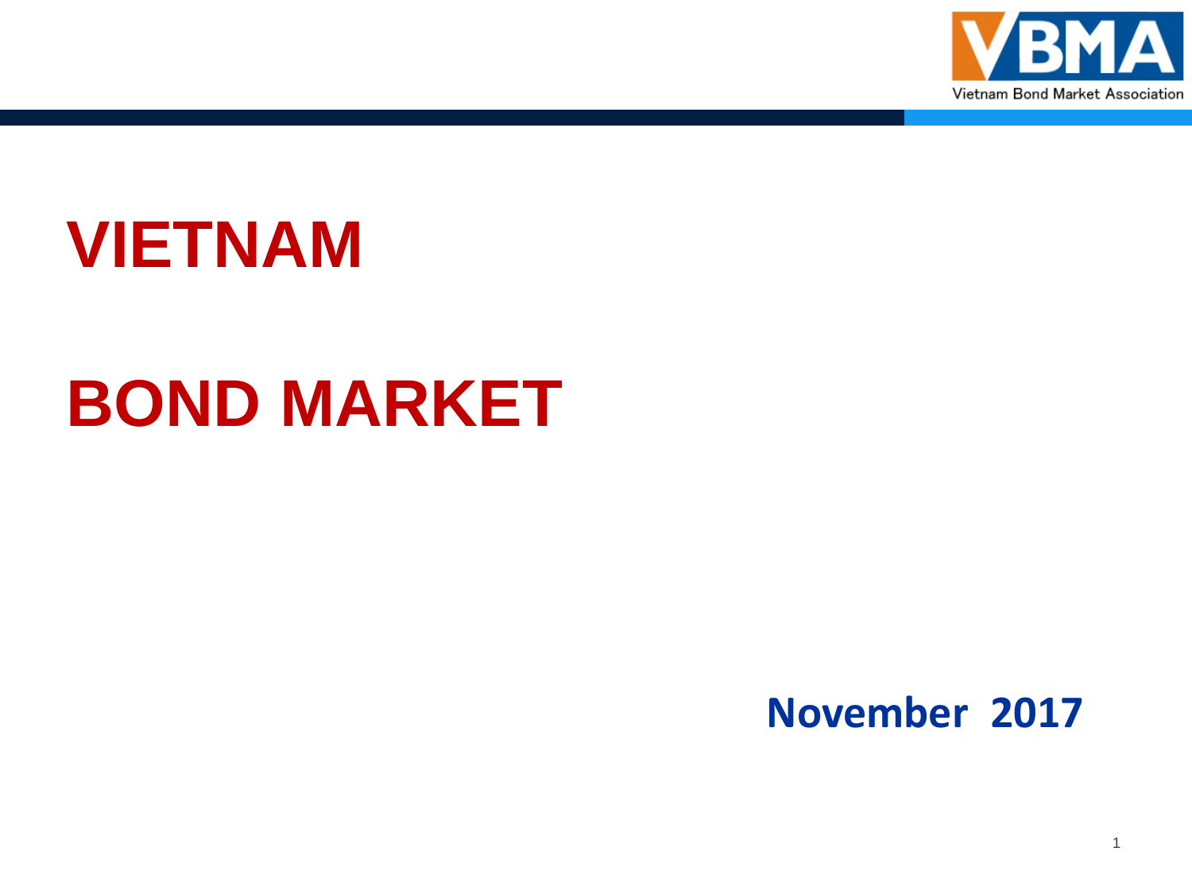VBMA
Vietnam Bond Market Association

# VIETNAM

# BOND MARKET

**November 2017**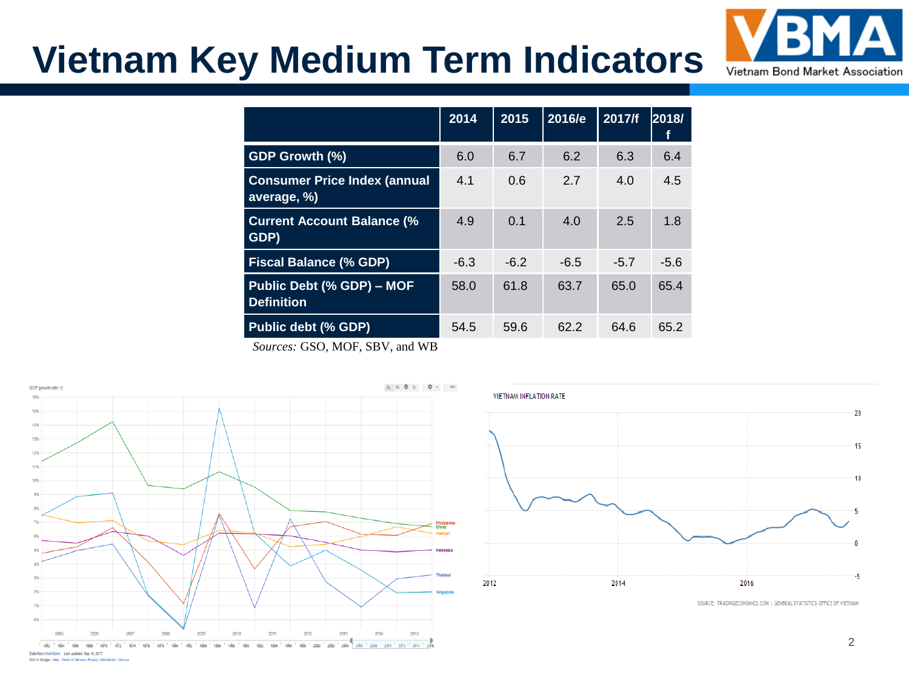# Vietnam Key Medium Term Indicators

|  | 2014 | 2015 | 2016/e | 2017/f | 2018/f |
|---|---|---|---|---|---|
| GDP Growth (%) | 6.0 | 6.7 | 6.2 | 6.3 | 6.4 |
| Consumer Price Index (annual average, %) | 4.1 | 0.6 | 2.7 | 4.0 | 4.5 |
| Current Account Balance (% GDP) | 4.9 | 0.1 | 4.0 | 2.5 | 1.8 |
| Fiscal Balance (% GDP) | -6.3 | -6.2 | -6.5 | -5.7 | -5.6 |
| Public Debt (% GDP) – MOF Definition | 58.0 | 61.8 | 63.7 | 65.0 | 65.4 |
| Public debt (% GDP) | 54.5 | 59.6 | 62.2 | 64.6 | 65.2 |

*Sources:* GSO, MOF, SBV, and WB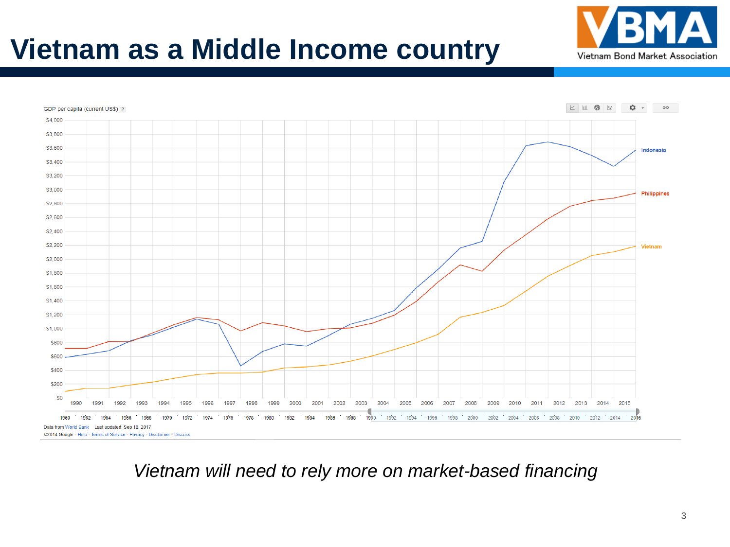# Vietnam as a Middle Income country

GDP per capita (current US$)

Data from World Bank Last updated: Sep 18, 2017

*Vietnam will need to rely more on market-based financing*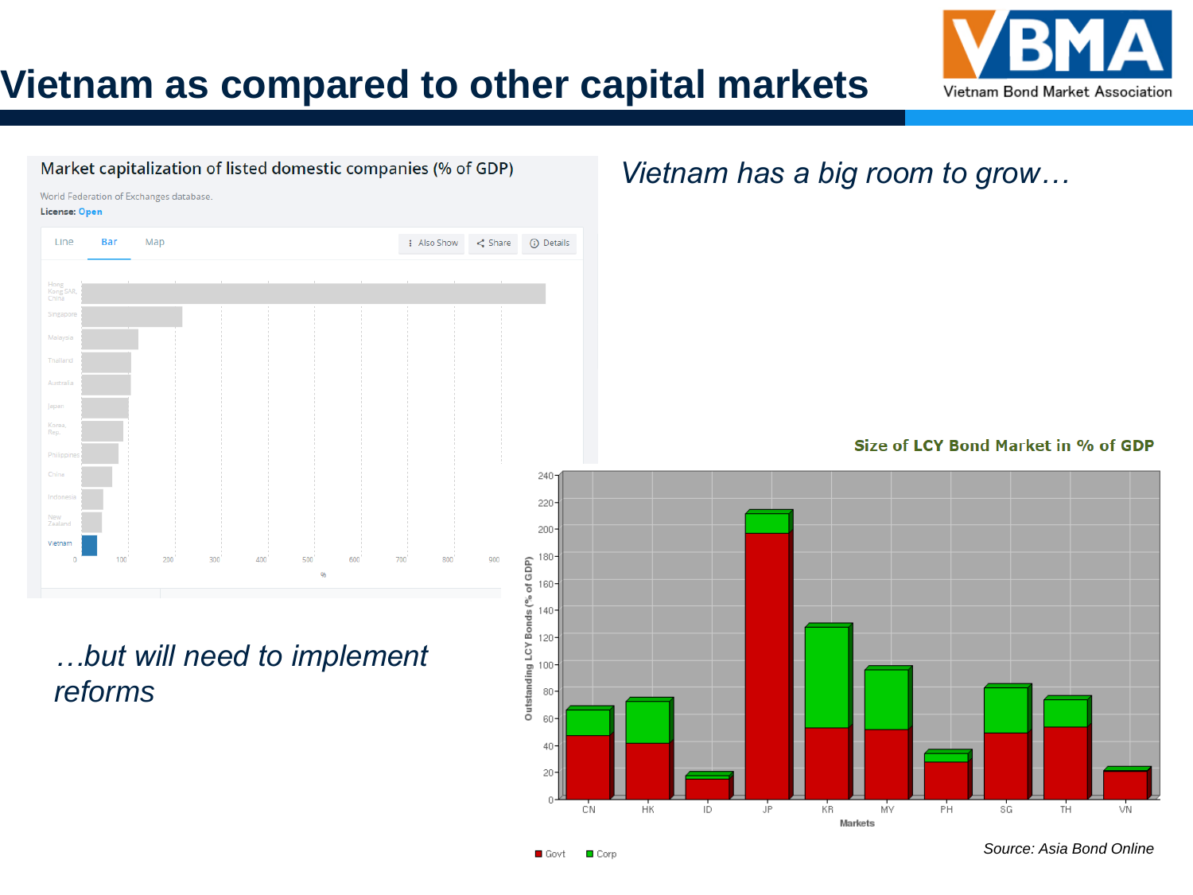# Vietnam as compared to other capital markets

Market capitalization of listed domestic companies (% of GDP)

World Federation of Exchanges database.

License: Open

*Vietnam has a big room to grow…*

*…but will need to implement reforms*

Size of LCY Bond Market in % of GDP

*Source: Asia Bond Online*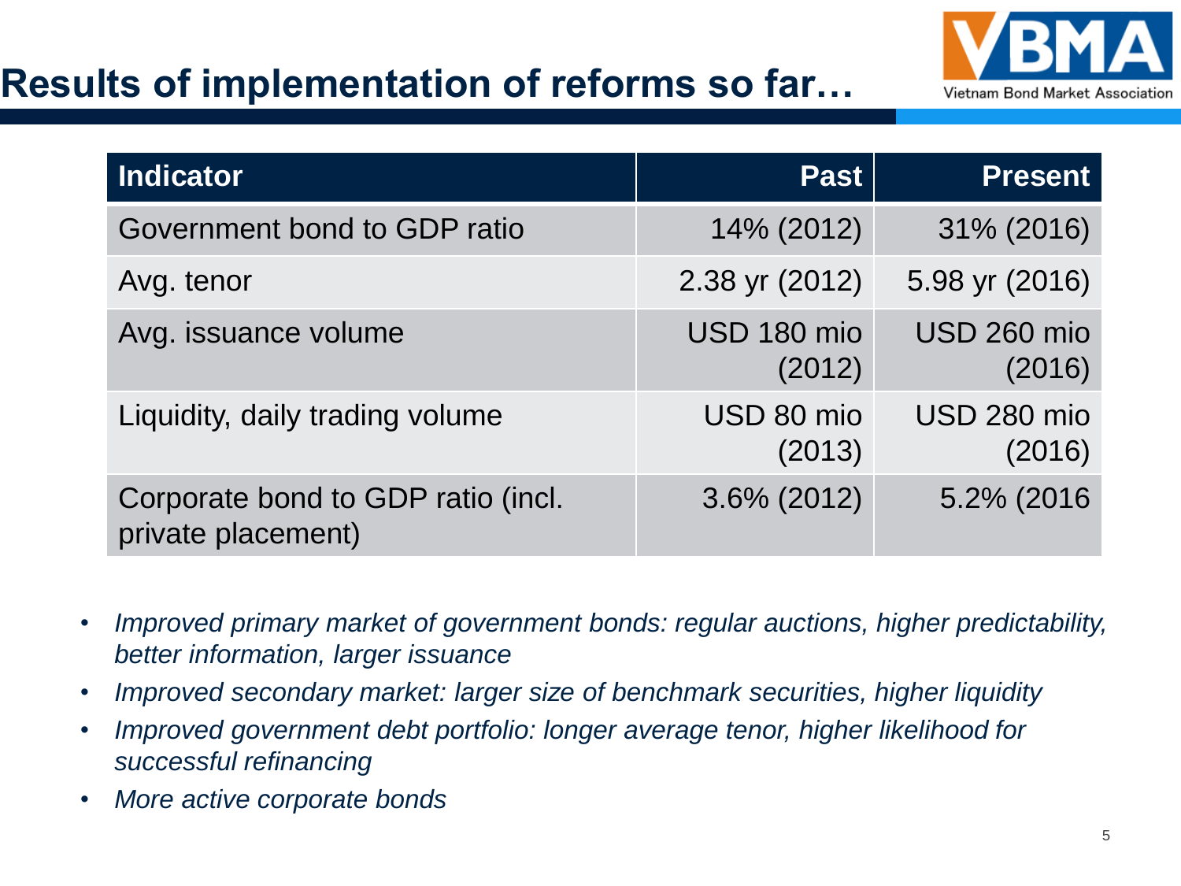# Results of implementation of reforms so far…

| Indicator | Past | Present |
|---|---|---|
| Government bond to GDP ratio | 14% (2012) | 31% (2016) |
| Avg. tenor | 2.38 yr (2012) | 5.98 yr (2016) |
| Avg. issuance volume | USD 180 mio (2012) | USD 260 mio (2016) |
| Liquidity, daily trading volume | USD 80 mio (2013) | USD 280 mio (2016) |
| Corporate bond to GDP ratio (incl. private placement) | 3.6% (2012) | 5.2% (2016 |

- *Improved primary market of government bonds: regular auctions, higher predictability, better information, larger issuance*
- *Improved secondary market: larger size of benchmark securities, higher liquidity*
- *Improved government debt portfolio: longer average tenor, higher likelihood for successful refinancing*
- *More active corporate bonds*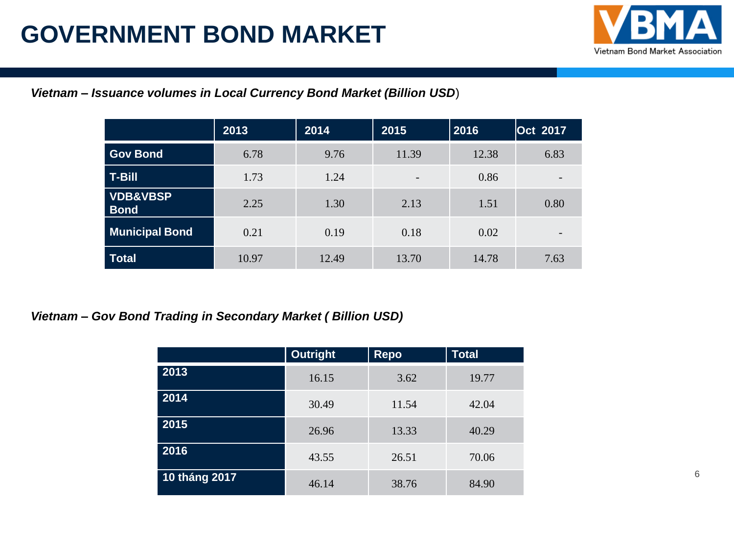# GOVERNMENT BOND MARKET

*Vietnam – Issuance volumes in Local Currency Bond Market (Billion USD)*

| | 2013 | 2014 | 2015 | 2016 | Oct 2017 |
|---|---|---|---|---|---|
| **Gov Bond** | 6.78 | 9.76 | 11.39 | 12.38 | 6.83 |
| **T-Bill** | 1.73 | 1.24 | - | 0.86 | - |
| **VDB&VBSP Bond** | 2.25 | 1.30 | 2.13 | 1.51 | 0.80 |
| **Municipal Bond** | 0.21 | 0.19 | 0.18 | 0.02 | - |
| **Total** | 10.97 | 12.49 | 13.70 | 14.78 | 7.63 |

*Vietnam – Gov Bond Trading in Secondary Market ( Billion USD)*

| | Outright | Repo | Total |
|---|---|---|---|
| **2013** | 16.15 | 3.62 | 19.77 |
| **2014** | 30.49 | 11.54 | 42.04 |
| **2015** | 26.96 | 13.33 | 40.29 |
| **2016** | 43.55 | 26.51 | 70.06 |
| **10 tháng 2017** | 46.14 | 38.76 | 84.90 |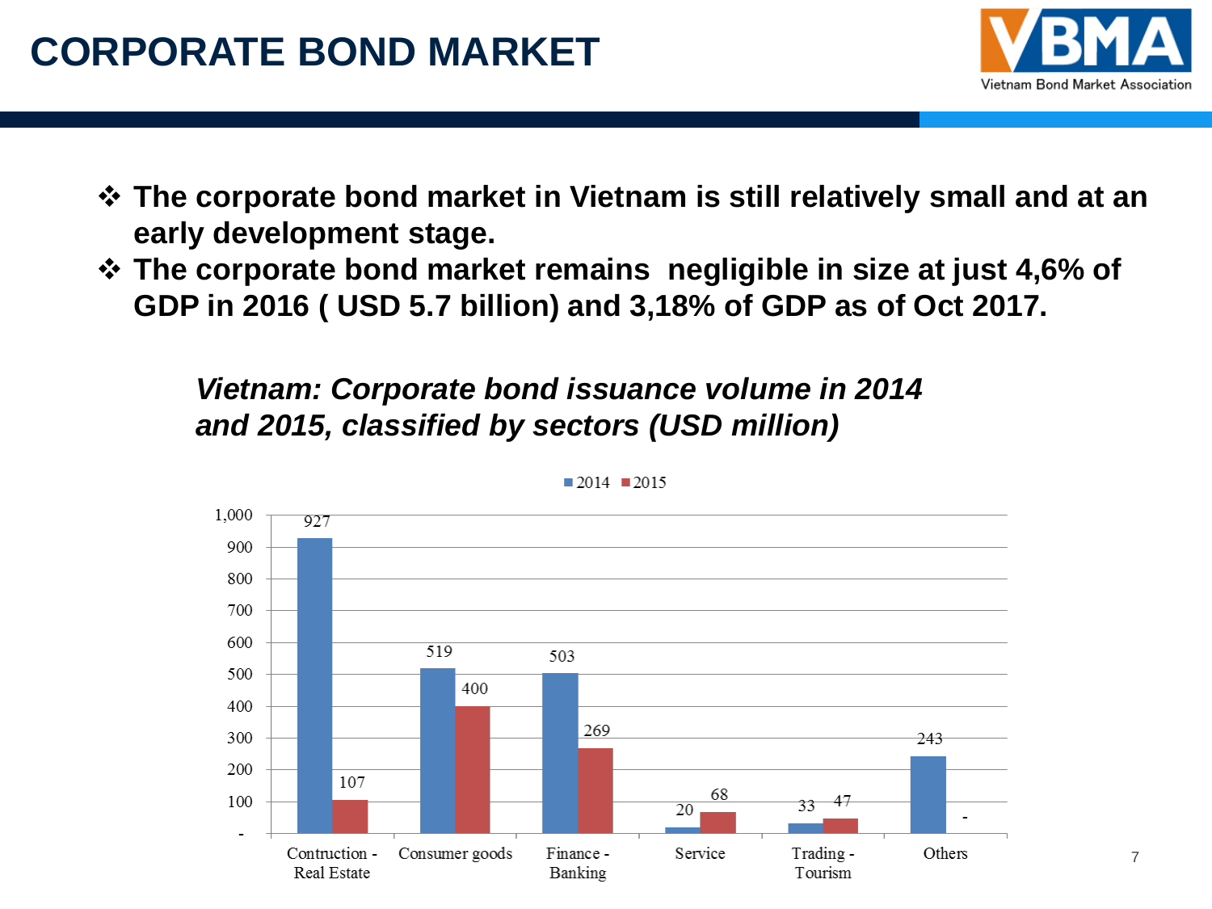# CORPORATE BOND MARKET

- ❖ **The corporate bond market in Vietnam is still relatively small and at an early development stage.**
- ❖ **The corporate bond market remains negligible in size at just 4,6% of GDP in 2016 ( USD 5.7 billion) and 3,18% of GDP as of Oct 2017.**

***Vietnam: Corporate bond issuance volume in 2014 and 2015, classified by sectors (USD million)***

| Sector | 2014 | 2015 |
|---|---|---|
| Contruction - Real Estate | 927 | 107 |
| Consumer goods | 519 | 400 |
| Finance - Banking | 503 | 269 |
| Service | 20 | 68 |
| Trading - Tourism | 33 | 47 |
| Others | 243 | - |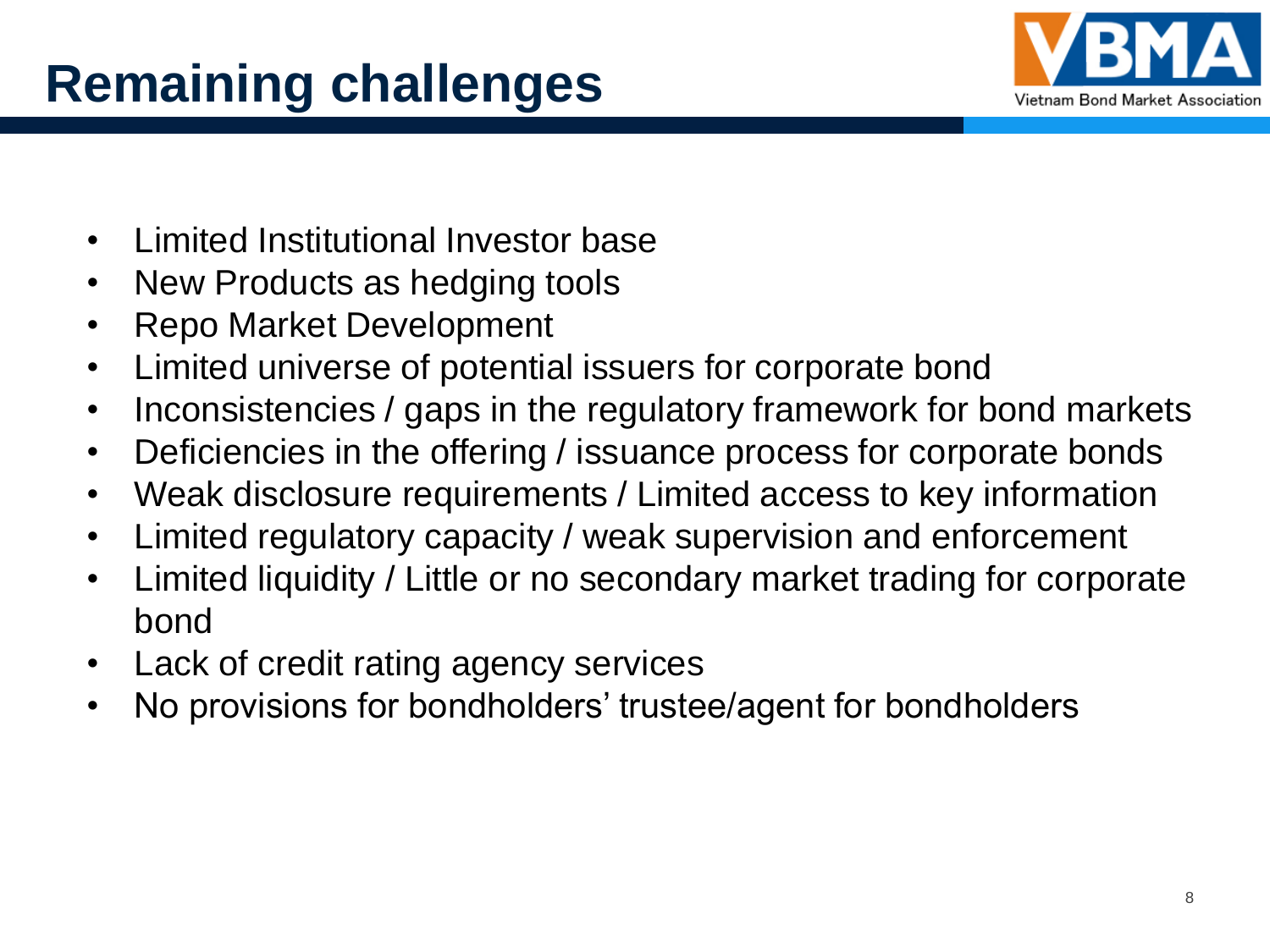# Remaining challenges

- Limited Institutional Investor base
- New Products as hedging tools
- Repo Market Development
- Limited universe of potential issuers for corporate bond
- Inconsistencies / gaps in the regulatory framework for bond markets
- Deficiencies in the offering / issuance process for corporate bonds
- Weak disclosure requirements / Limited access to key information
- Limited regulatory capacity / weak supervision and enforcement
- Limited liquidity / Little or no secondary market trading for corporate bond
- Lack of credit rating agency services
- No provisions for bondholders' trustee/agent for bondholders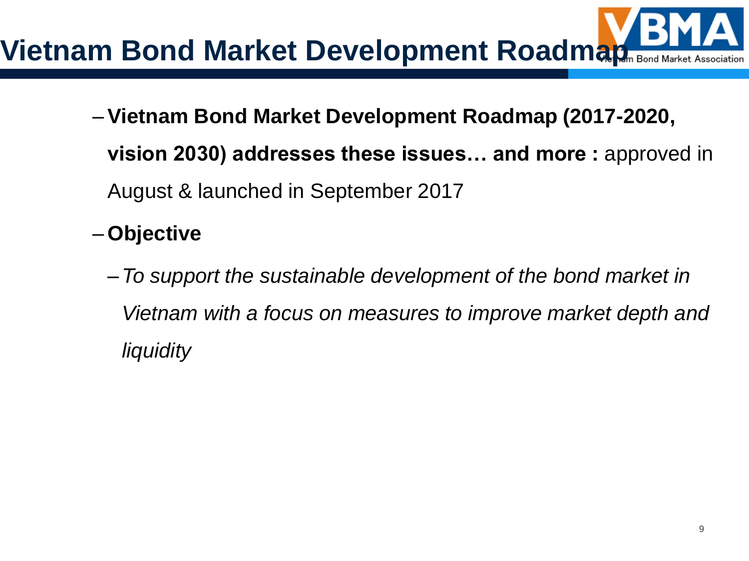# Vietnam Bond Market Development Roadmap

- **Vietnam Bond Market Development Roadmap (2017-2020, vision 2030) addresses these issues… and more :** approved in August & launched in September 2017
- **Objective**
  - *To support the sustainable development of the bond market in Vietnam with a focus on measures to improve market depth and liquidity*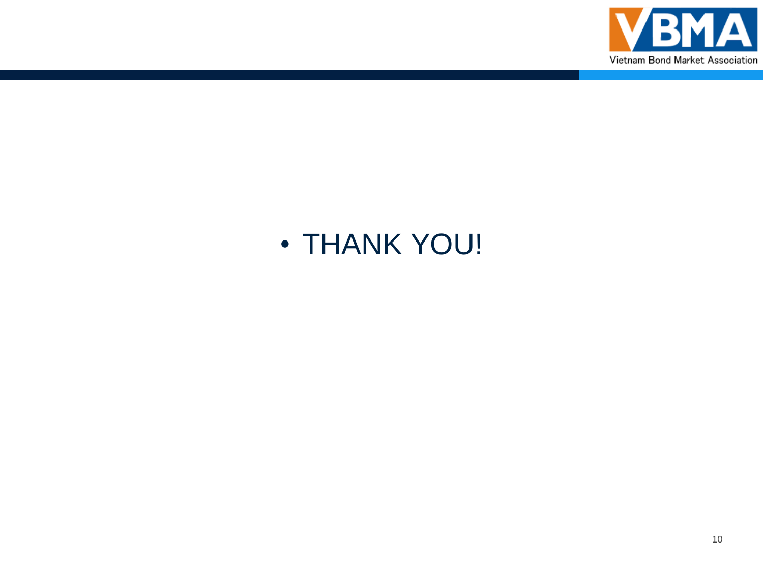- THANK YOU!